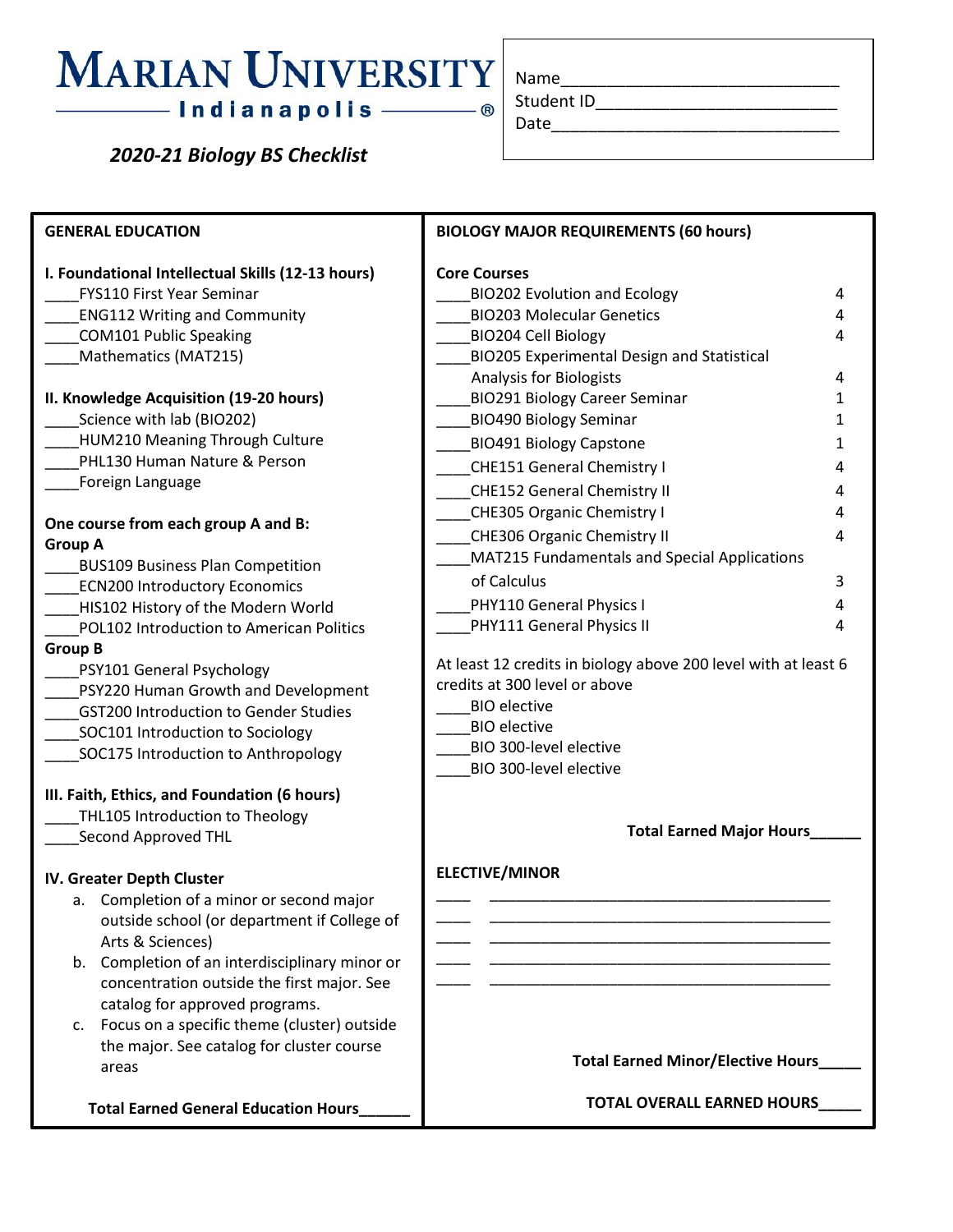# MARIAN UNIVERSITY
## Indianapolis

### *2020-21 Biology BS Checklist*

Name____________________________
Student ID_________________________
Date_____________________________

## GENERAL EDUCATION

**I. Foundational Intellectual Skills (12-13 hours)**

____FYS110 First Year Seminar
____ENG112 Writing and Community
____COM101 Public Speaking
____Mathematics (MAT215)

**II. Knowledge Acquisition (19-20 hours)**

____Science with lab (BIO202)
____HUM210 Meaning Through Culture
____PHL130 Human Nature & Person
____Foreign Language

**One course from each group A and B:**

**Group A**

____BUS109 Business Plan Competition
____ECN200 Introductory Economics
____HIS102 History of the Modern World
____POL102 Introduction to American Politics

**Group B**

____PSY101 General Psychology
____PSY220 Human Growth and Development
____GST200 Introduction to Gender Studies
____SOC101 Introduction to Sociology
____SOC175 Introduction to Anthropology

**III. Faith, Ethics, and Foundation (6 hours)**

____THL105 Introduction to Theology
____Second Approved THL

**IV. Greater Depth Cluster**

a. Completion of a minor or second major outside school (or department if College of Arts & Sciences)
b. Completion of an interdisciplinary minor or concentration outside the first major. See catalog for approved programs.
c. Focus on a specific theme (cluster) outside the major. See catalog for cluster course areas

**Total Earned General Education Hours______**

## BIOLOGY MAJOR REQUIREMENTS (60 hours)

**Core Courses**

| Course | Hours |
|---|---|
| ____BIO202 Evolution and Ecology | 4 |
| ____BIO203 Molecular Genetics | 4 |
| ____BIO204 Cell Biology | 4 |
| ____BIO205 Experimental Design and Statistical Analysis for Biologists | 4 |
| ____BIO291 Biology Career Seminar | 1 |
| ____BIO490 Biology Seminar | 1 |
| ____BIO491 Biology Capstone | 1 |
| ____CHE151 General Chemistry I | 4 |
| ____CHE152 General Chemistry II | 4 |
| ____CHE305 Organic Chemistry I | 4 |
| ____CHE306 Organic Chemistry II | 4 |
| ____MAT215 Fundamentals and Special Applications of Calculus | 3 |
| ____PHY110 General Physics I | 4 |
| ____PHY111 General Physics II | 4 |

At least 12 credits in biology above 200 level with at least 6 credits at 300 level or above

____BIO elective
____BIO elective
____BIO 300-level elective
____BIO 300-level elective

**Total Earned Major Hours______**

## ELECTIVE/MINOR

____ ________________________________________
____ ________________________________________
____ ________________________________________
____ ________________________________________
____ ________________________________________

**Total Earned Minor/Elective Hours_____**

**TOTAL OVERALL EARNED HOURS_____**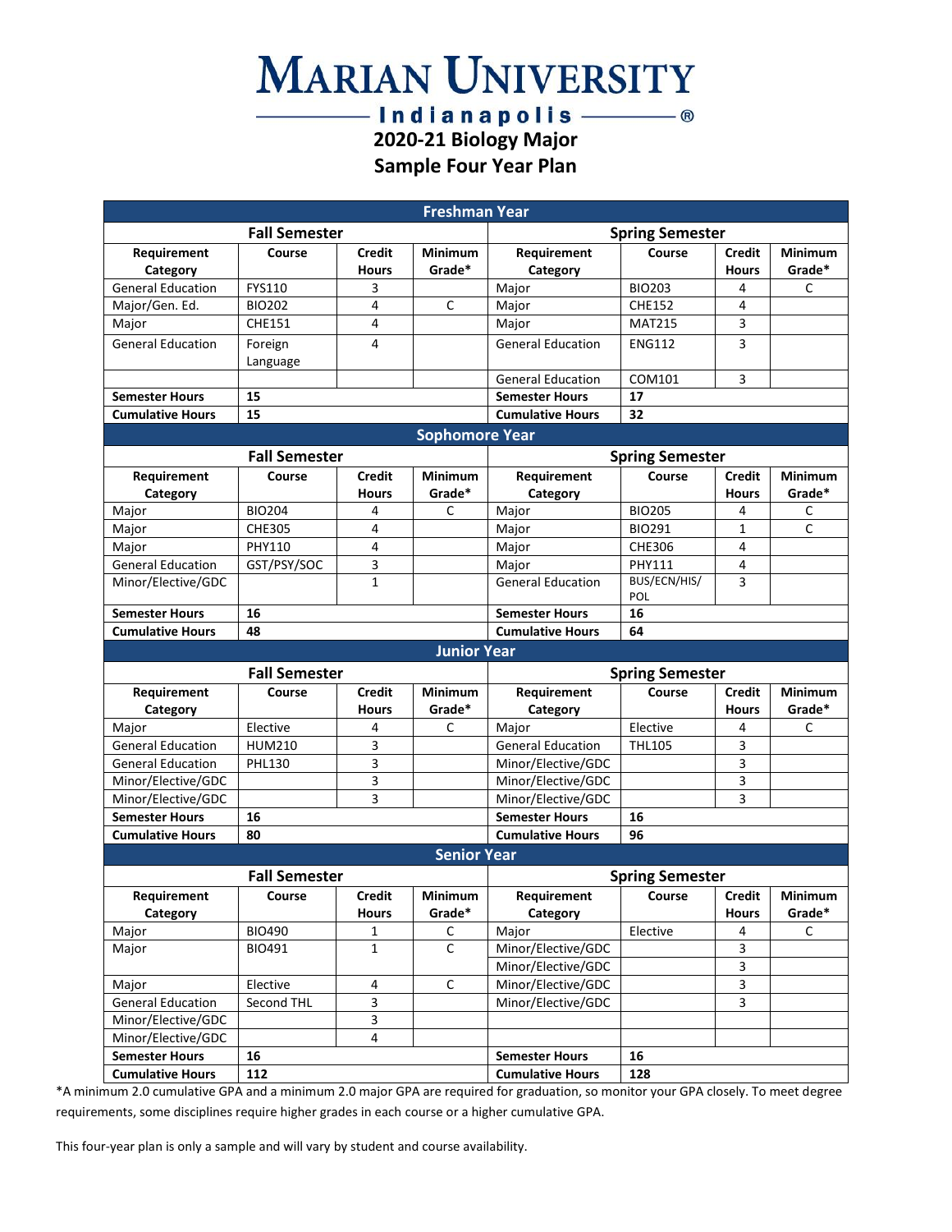# Marian University Indianapolis

## 2020-21 Biology Major
## Sample Four Year Plan

| Freshman Year | | | | | | | |
|---|---|---|---|---|---|---|---|
| **Fall Semester** | | | | **Spring Semester** | | | |
| **Requirement Category** | **Course** | **Credit Hours** | **Minimum Grade*** | **Requirement Category** | **Course** | **Credit Hours** | **Minimum Grade*** |
| General Education | FYS110 | 3 | | Major | BIO203 | 4 | C |
| Major/Gen. Ed. | BIO202 | 4 | C | Major | CHE152 | 4 | |
| Major | CHE151 | 4 | | Major | MAT215 | 3 | |
| General Education | Foreign Language | 4 | | General Education | ENG112 | 3 | |
| | | | | General Education | COM101 | 3 | |
| **Semester Hours** | **15** | | | **Semester Hours** | **17** | | |
| **Cumulative Hours** | **15** | | | **Cumulative Hours** | **32** | | |
| **Sophomore Year** | | | | | | | |
| **Fall Semester** | | | | **Spring Semester** | | | |
| **Requirement Category** | **Course** | **Credit Hours** | **Minimum Grade*** | **Requirement Category** | **Course** | **Credit Hours** | **Minimum Grade*** |
| Major | BIO204 | 4 | C | Major | BIO205 | 4 | C |
| Major | CHE305 | 4 | | Major | BIO291 | 1 | C |
| Major | PHY110 | 4 | | Major | CHE306 | 4 | |
| General Education | GST/PSY/SOC | 3 | | Major | PHY111 | 4 | |
| Minor/Elective/GDC | | 1 | | General Education | BUS/ECN/HIS/POL | 3 | |
| **Semester Hours** | **16** | | | **Semester Hours** | **16** | | |
| **Cumulative Hours** | **48** | | | **Cumulative Hours** | **64** | | |
| **Junior Year** | | | | | | | |
| **Fall Semester** | | | | **Spring Semester** | | | |
| **Requirement Category** | **Course** | **Credit Hours** | **Minimum Grade*** | **Requirement Category** | **Course** | **Credit Hours** | **Minimum Grade*** |
| Major | Elective | 4 | C | Major | Elective | 4 | C |
| General Education | HUM210 | 3 | | General Education | THL105 | 3 | |
| General Education | PHL130 | 3 | | Minor/Elective/GDC | | 3 | |
| Minor/Elective/GDC | | 3 | | Minor/Elective/GDC | | 3 | |
| Minor/Elective/GDC | | 3 | | Minor/Elective/GDC | | 3 | |
| **Semester Hours** | **16** | | | **Semester Hours** | **16** | | |
| **Cumulative Hours** | **80** | | | **Cumulative Hours** | **96** | | |
| **Senior Year** | | | | | | | |
| **Fall Semester** | | | | **Spring Semester** | | | |
| **Requirement Category** | **Course** | **Credit Hours** | **Minimum Grade*** | **Requirement Category** | **Course** | **Credit Hours** | **Minimum Grade*** |
| Major | BIO490 | 1 | C | Major | Elective | 4 | C |
| Major | BIO491 | 1 | C | Minor/Elective/GDC | | 3 | |
| | | | | Minor/Elective/GDC | | 3 | |
| Major | Elective | 4 | C | Minor/Elective/GDC | | 3 | |
| General Education | Second THL | 3 | | Minor/Elective/GDC | | 3 | |
| Minor/Elective/GDC | | 3 | | | | | |
| Minor/Elective/GDC | | 4 | | | | | |
| **Semester Hours** | **16** | | | **Semester Hours** | **16** | | |
| **Cumulative Hours** | **112** | | | **Cumulative Hours** | **128** | | |

*A minimum 2.0 cumulative GPA and a minimum 2.0 major GPA are required for graduation, so monitor your GPA closely. To meet degree requirements, some disciplines require higher grades in each course or a higher cumulative GPA.

This four-year plan is only a sample and will vary by student and course availability.